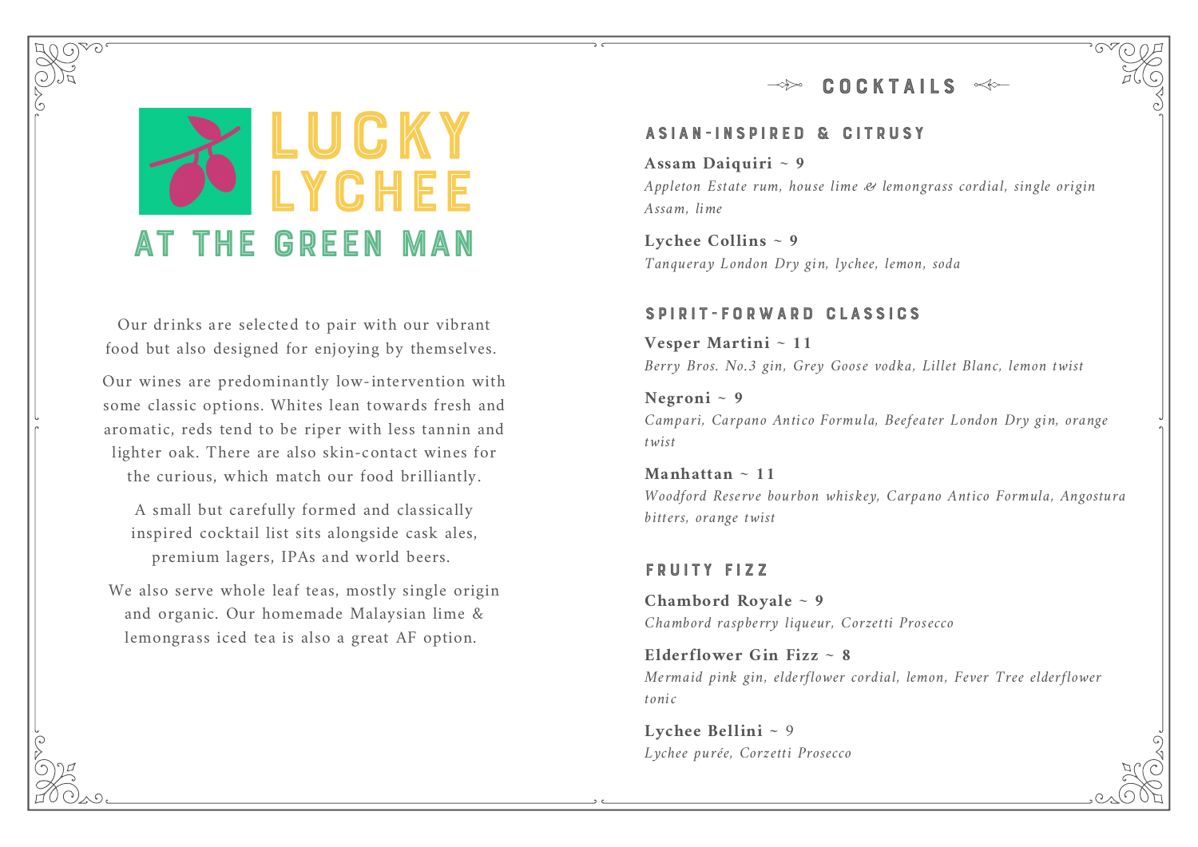# LUCKY LYCHEE

## AT THE GREEN MAN

Our drinks are selected to pair with our vibrant food but also designed for enjoying by themselves.

Our wines are predominantly low-intervention with some classic options. Whites lean towards fresh and aromatic, reds tend to be riper with less tannin and lighter oak. There are also skin-contact wines for the curious, which match our food brilliantly.

A small but carefully formed and classically inspired cocktail list sits alongside cask ales, premium lagers, IPAs and world beers.

We also serve whole leaf teas, mostly single origin and organic. Our homemade Malaysian lime & lemongrass iced tea is also a great AF option.

## COCKTAILS

### ASIAN-INSPIRED & CITRUSY

**Assam Daiquiri ~ 9**
*Appleton Estate rum, house lime & lemongrass cordial, single origin Assam, lime*

**Lychee Collins ~ 9**
*Tanqueray London Dry gin, lychee, lemon, soda*

### SPIRIT-FORWARD CLASSICS

**Vesper Martini ~ 11**
*Berry Bros. No.3 gin, Grey Goose vodka, Lillet Blanc, lemon twist*

**Negroni ~ 9**
*Campari, Carpano Antico Formula, Beefeater London Dry gin, orange twist*

**Manhattan ~ 11**
*Woodford Reserve bourbon whiskey, Carpano Antico Formula, Angostura bitters, orange twist*

### FRUITY FIZZ

**Chambord Royale ~ 9**
*Chambord raspberry liqueur, Corzetti Prosecco*

**Elderflower Gin Fizz ~ 8**
*Mermaid pink gin, elderflower cordial, lemon, Fever Tree elderflower tonic*

**Lychee Bellini ~ 9**
*Lychee purée, Corzetti Prosecco*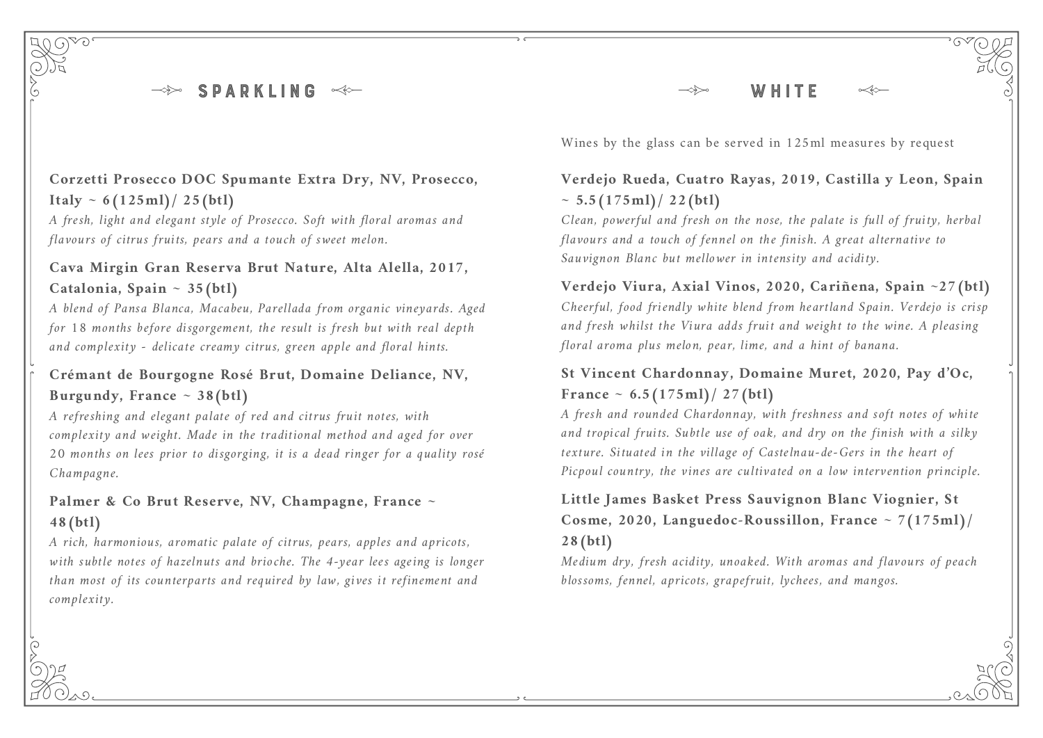## SPARKLING

**Corzetti Prosecco DOC Spumante Extra Dry, NV, Prosecco, Italy ~ 6(125ml)/ 25(btl)**

*A fresh, light and elegant style of Prosecco. Soft with floral aromas and flavours of citrus fruits, pears and a touch of sweet melon.*

**Cava Mirgin Gran Reserva Brut Nature, Alta Alella, 2017, Catalonia, Spain ~ 35(btl)**

*A blend of Pansa Blanca, Macabeu, Parellada from organic vineyards. Aged for 18 months before disgorgement, the result is fresh but with real depth and complexity - delicate creamy citrus, green apple and floral hints.*

**Crémant de Bourgogne Rosé Brut, Domaine Deliance, NV, Burgundy, France ~ 38(btl)**

*A refreshing and elegant palate of red and citrus fruit notes, with complexity and weight. Made in the traditional method and aged for over 20 months on lees prior to disgorging, it is a dead ringer for a quality rosé Champagne.*

**Palmer & Co Brut Reserve, NV, Champagne, France ~ 48(btl)**

*A rich, harmonious, aromatic palate of citrus, pears, apples and apricots, with subtle notes of hazelnuts and brioche. The 4-year lees ageing is longer than most of its counterparts and required by law, gives it refinement and complexity.*

## WHITE

Wines by the glass can be served in 125ml measures by request

**Verdejo Rueda, Cuatro Rayas, 2019, Castilla y Leon, Spain ~ 5.5(175ml)/ 22(btl)**

*Clean, powerful and fresh on the nose, the palate is full of fruity, herbal flavours and a touch of fennel on the finish. A great alternative to Sauvignon Blanc but mellower in intensity and acidity.*

**Verdejo Viura, Axial Vinos, 2020, Cariñena, Spain ~27(btl)**

*Cheerful, food friendly white blend from heartland Spain. Verdejo is crisp and fresh whilst the Viura adds fruit and weight to the wine. A pleasing floral aroma plus melon, pear, lime, and a hint of banana.*

**St Vincent Chardonnay, Domaine Muret, 2020, Pay d'Oc, France ~ 6.5(175ml)/ 27(btl)**

*A fresh and rounded Chardonnay, with freshness and soft notes of white and tropical fruits. Subtle use of oak, and dry on the finish with a silky texture. Situated in the village of Castelnau-de-Gers in the heart of Picpoul country, the vines are cultivated on a low intervention principle.*

**Little James Basket Press Sauvignon Blanc Viognier, St Cosme, 2020, Languedoc-Roussillon, France ~ 7(175ml)/ 28(btl)**

*Medium dry, fresh acidity, unoaked. With aromas and flavours of peach blossoms, fennel, apricots, grapefruit, lychees, and mangos.*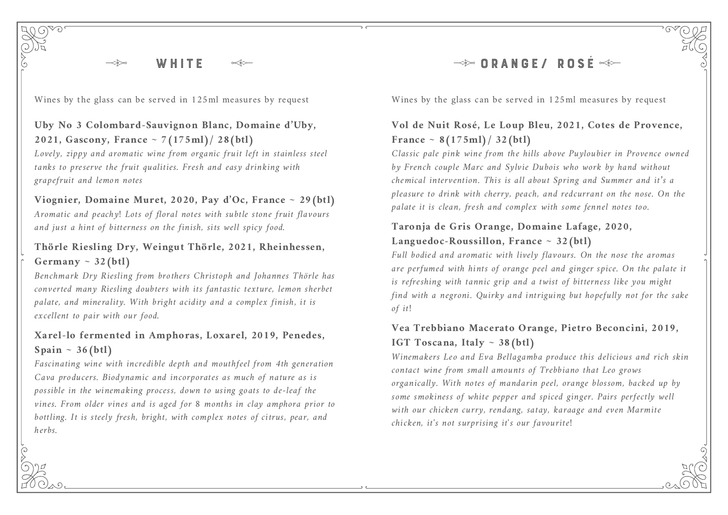## WHITE

Wines by the glass can be served in 125ml measures by request

**Uby No 3 Colombard-Sauvignon Blanc, Domaine d'Uby, 2021, Gascony, France ~ 7(175ml)/ 28(btl)**
*Lovely, zippy and aromatic wine from organic fruit left in stainless steel tanks to preserve the fruit qualities. Fresh and easy drinking with grapefruit and lemon notes*

**Viognier, Domaine Muret, 2020, Pay d'Oc, France ~ 29(btl)**
*Aromatic and peachy! Lots of floral notes with subtle stone fruit flavours and just a hint of bitterness on the finish, sits well spicy food.*

**Thörle Riesling Dry, Weingut Thörle, 2021, Rheinhessen, Germany ~ 32(btl)**
*Benchmark Dry Riesling from brothers Christoph and Johannes Thörle has converted many Riesling doubters with its fantastic texture, lemon sherbet palate, and minerality. With bright acidity and a complex finish, it is excellent to pair with our food.*

**Xarel-lo fermented in Amphoras, Loxarel, 2019, Penedes, Spain ~ 36(btl)**
*Fascinating wine with incredible depth and mouthfeel from 4th generation Cava producers. Biodynamic and incorporates as much of nature as is possible in the winemaking process, down to using goats to de-leaf the vines. From older vines and is aged for 8 months in clay amphora prior to bottling. It is steely fresh, bright, with complex notes of citrus, pear, and herbs.*

## ORANGE/ ROSÉ

Wines by the glass can be served in 125ml measures by request

**Vol de Nuit Rosé, Le Loup Bleu, 2021, Cotes de Provence, France ~ 8(175ml)/ 32(btl)**
*Classic pale pink wine from the hills above Puyloubier in Provence owned by French couple Marc and Sylvie Dubois who work by hand without chemical intervention. This is all about Spring and Summer and it's a pleasure to drink with cherry, peach, and redcurrant on the nose. On the palate it is clean, fresh and complex with some fennel notes too.*

**Taronja de Gris Orange, Domaine Lafage, 2020, Languedoc-Roussillon, France ~ 32(btl)**
*Full bodied and aromatic with lively flavours. On the nose the aromas are perfumed with hints of orange peel and ginger spice. On the palate it is refreshing with tannic grip and a twist of bitterness like you might find with a negroni. Quirky and intriguing but hopefully not for the sake of it!*

**Vea Trebbiano Macerato Orange, Pietro Beconcini, 2019, IGT Toscana, Italy ~ 38(btl)**
*Winemakers Leo and Eva Bellagamba produce this delicious and rich skin contact wine from small amounts of Trebbiano that Leo grows organically. With notes of mandarin peel, orange blossom, backed up by some smokiness of white pepper and spiced ginger. Pairs perfectly well with our chicken curry, rendang, satay, karaage and even Marmite chicken, it's not surprising it's our favourite!*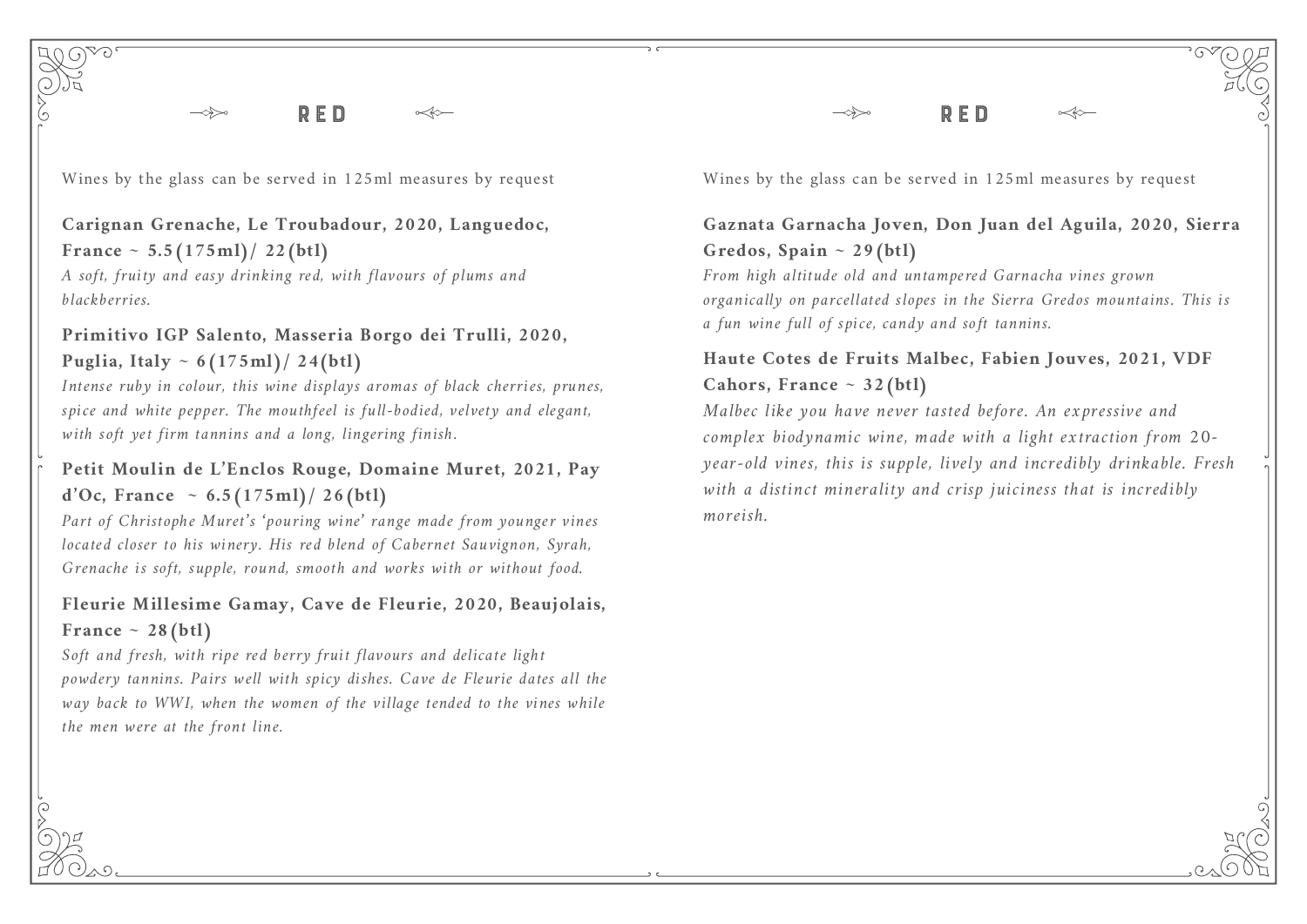## RED

Wines by the glass can be served in 125ml measures by request

**Carignan Grenache, Le Troubadour, 2020, Languedoc, France ~ 5.5(175ml)/ 22(btl)**

*A soft, fruity and easy drinking red, with flavours of plums and blackberries.*

**Primitivo IGP Salento, Masseria Borgo dei Trulli, 2020, Puglia, Italy ~ 6(175ml)/ 24(btl)**

*Intense ruby in colour, this wine displays aromas of black cherries, prunes, spice and white pepper. The mouthfeel is full-bodied, velvety and elegant, with soft yet firm tannins and a long, lingering finish.*

**Petit Moulin de L'Enclos Rouge, Domaine Muret, 2021, Pay d'Oc, France ~ 6.5(175ml)/ 26(btl)**

*Part of Christophe Muret's 'pouring wine' range made from younger vines located closer to his winery. His red blend of Cabernet Sauvignon, Syrah, Grenache is soft, supple, round, smooth and works with or without food.*

**Fleurie Millesime Gamay, Cave de Fleurie, 2020, Beaujolais, France ~ 28(btl)**

*Soft and fresh, with ripe red berry fruit flavours and delicate light powdery tannins. Pairs well with spicy dishes. Cave de Fleurie dates all the way back to WWI, when the women of the village tended to the vines while the men were at the front line.*

## RED

Wines by the glass can be served in 125ml measures by request

**Gaznata Garnacha Joven, Don Juan del Aguila, 2020, Sierra Gredos, Spain ~ 29(btl)**

*From high altitude old and untampered Garnacha vines grown organically on parcellated slopes in the Sierra Gredos mountains. This is a fun wine full of spice, candy and soft tannins.*

**Haute Cotes de Fruits Malbec, Fabien Jouves, 2021, VDF Cahors, France ~ 32(btl)**

*Malbec like you have never tasted before. An expressive and complex biodynamic wine, made with a light extraction from 20-year-old vines, this is supple, lively and incredibly drinkable. Fresh with a distinct minerality and crisp juiciness that is incredibly moreish.*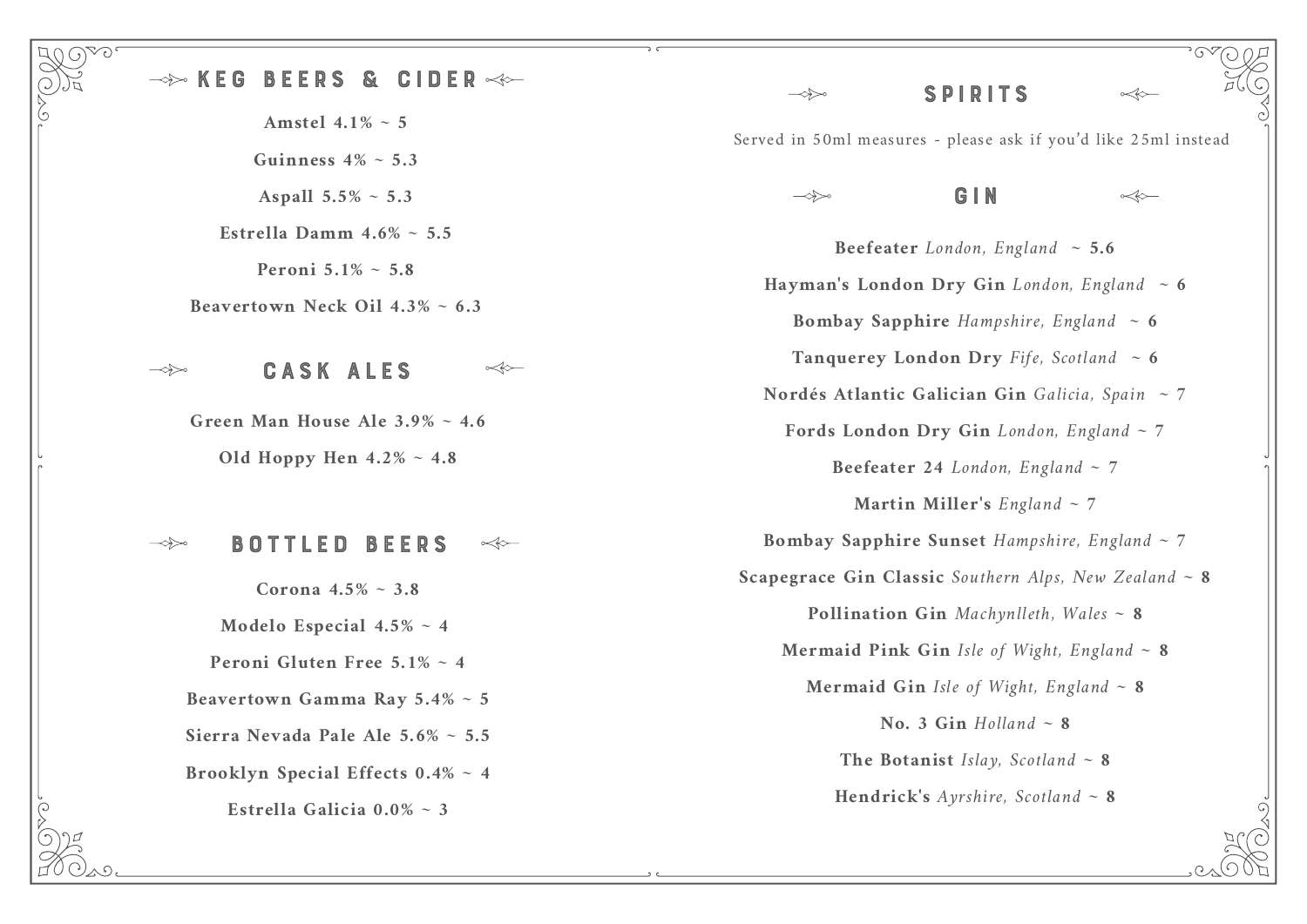## KEG BEERS & CIDER

**Amstel 4.1% ~ 5**

**Guinness 4% ~ 5.3**

**Aspall 5.5% ~ 5.3**

**Estrella Damm 4.6% ~ 5.5**

**Peroni 5.1% ~ 5.8**

**Beavertown Neck Oil 4.3% ~ 6.3**

## CASK ALES

**Green Man House Ale 3.9% ~ 4.6**

**Old Hoppy Hen 4.2% ~ 4.8**

## BOTTLED BEERS

**Corona 4.5% ~ 3.8**

**Modelo Especial 4.5% ~ 4**

**Peroni Gluten Free 5.1% ~ 4**

**Beavertown Gamma Ray 5.4% ~ 5**

**Sierra Nevada Pale Ale 5.6% ~ 5.5**

**Brooklyn Special Effects 0.4% ~ 4**

**Estrella Galicia 0.0% ~ 3**

## SPIRITS

Served in 50ml measures - please ask if you'd like 25ml instead

### GIN

**Beefeater** *London, England* ~ **5.6**

**Hayman's London Dry Gin** *London, England* ~ **6**

**Bombay Sapphire** *Hampshire, England* ~ **6**

**Tanquerey London Dry** *Fife, Scotland* ~ **6**

**Nordés Atlantic Galician Gin** *Galicia, Spain* ~ **7**

**Fords London Dry Gin** *London, England* ~ **7**

**Beefeater 24** *London, England* ~ **7**

**Martin Miller's** *England* ~ **7**

**Bombay Sapphire Sunset** *Hampshire, England* ~ **7**

**Scapegrace Gin Classic** *Southern Alps, New Zealand* ~ **8**

**Pollination Gin** *Machynlleth, Wales* ~ **8**

**Mermaid Pink Gin** *Isle of Wight, England* ~ **8**

**Mermaid Gin** *Isle of Wight, England* ~ **8**

**No. 3 Gin** *Holland* ~ **8**

**The Botanist** *Islay, Scotland* ~ **8**

**Hendrick's** *Ayrshire, Scotland* ~ **8**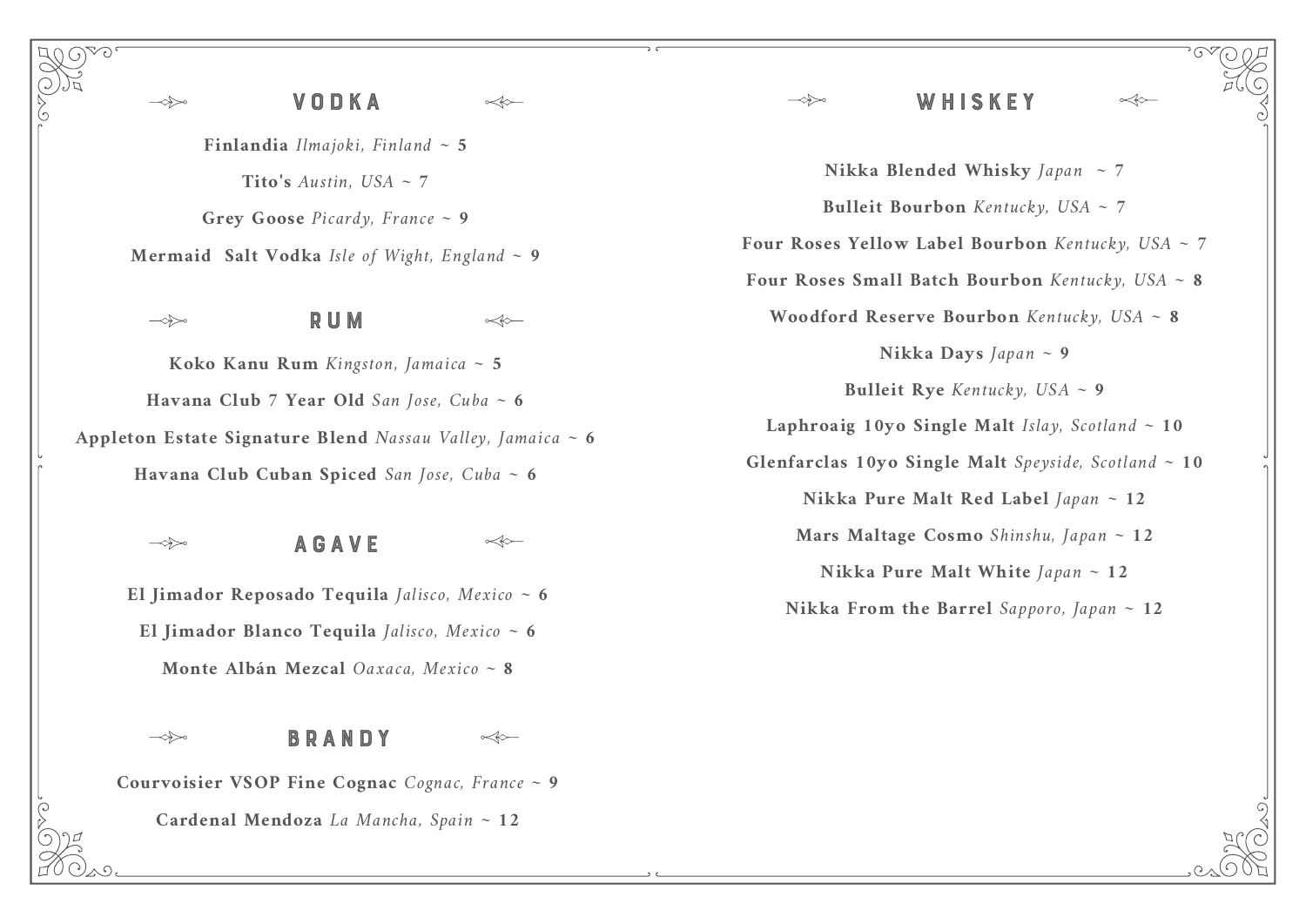## VODKA

**Finlandia** *Ilmajoki, Finland* ~ **5**

**Tito's** *Austin, USA* ~ **7**

**Grey Goose** *Picardy, France* ~ **9**

**Mermaid Salt Vodka** *Isle of Wight, England* ~ **9**

## RUM

**Koko Kanu Rum** *Kingston, Jamaica* ~ **5**

**Havana Club 7 Year Old** *San Jose, Cuba* ~ **6**

**Appleton Estate Signature Blend** *Nassau Valley, Jamaica* ~ **6**

**Havana Club Cuban Spiced** *San Jose, Cuba* ~ **6**

## AGAVE

**El Jimador Reposado Tequila** *Jalisco, Mexico* ~ **6**

**El Jimador Blanco Tequila** *Jalisco, Mexico* ~ **6**

**Monte Albán Mezcal** *Oaxaca, Mexico* ~ **8**

## BRANDY

**Courvoisier VSOP Fine Cognac** *Cognac, France* ~ **9**

**Cardenal Mendoza** *La Mancha, Spain* ~ **12**

## WHISKEY

**Nikka Blended Whisky** *Japan* ~ **7**

**Bulleit Bourbon** *Kentucky, USA* ~ **7**

**Four Roses Yellow Label Bourbon** *Kentucky, USA* ~ **7**

**Four Roses Small Batch Bourbon** *Kentucky, USA* ~ **8**

**Woodford Reserve Bourbon** *Kentucky, USA* ~ **8**

**Nikka Days** *Japan* ~ **9**

**Bulleit Rye** *Kentucky, USA* ~ **9**

**Laphroaig 10yo Single Malt** *Islay, Scotland* ~ **10**

**Glenfarclas 10yo Single Malt** *Speyside, Scotland* ~ **10**

**Nikka Pure Malt Red Label** *Japan* ~ **12**

**Mars Maltage Cosmo** *Shinshu, Japan* ~ **12**

**Nikka Pure Malt White** *Japan* ~ **12**

**Nikka From the Barrel** *Sapporo, Japan* ~ **12**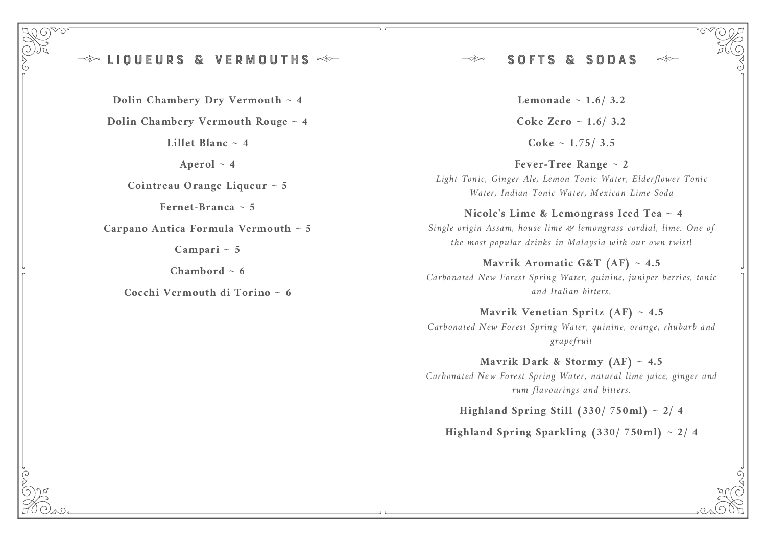## LIQUEURS & VERMOUTHS

**Dolin Chambery Dry Vermouth ~ 4**

**Dolin Chambery Vermouth Rouge ~ 4**

**Lillet Blanc ~ 4**

**Aperol ~ 4**

**Cointreau Orange Liqueur ~ 5**

**Fernet-Branca ~ 5**

**Carpano Antica Formula Vermouth ~ 5**

**Campari ~ 5**

**Chambord ~ 6**

**Cocchi Vermouth di Torino ~ 6**

## SOFTS & SODAS

**Lemonade ~ 1.6/ 3.2**

**Coke Zero ~ 1.6/ 3.2**

**Coke ~ 1.75/ 3.5**

**Fever-Tree Range ~ 2**
*Light Tonic, Ginger Ale, Lemon Tonic Water, Elderflower Tonic Water, Indian Tonic Water, Mexican Lime Soda*

**Nicole's Lime & Lemongrass Iced Tea ~ 4**
*Single origin Assam, house lime & lemongrass cordial, lime. One of the most popular drinks in Malaysia with our own twist!*

**Mavrik Aromatic G&T (AF) ~ 4.5**
*Carbonated New Forest Spring Water, quinine, juniper berries, tonic and Italian bitters.*

**Mavrik Venetian Spritz (AF) ~ 4.5**
*Carbonated New Forest Spring Water, quinine, orange, rhubarb and grapefruit*

**Mavrik Dark & Stormy (AF) ~ 4.5**
*Carbonated New Forest Spring Water, natural lime juice, ginger and rum flavourings and bitters.*

**Highland Spring Still (330/ 750ml) ~ 2/ 4**

**Highland Spring Sparkling (330/ 750ml) ~ 2/ 4**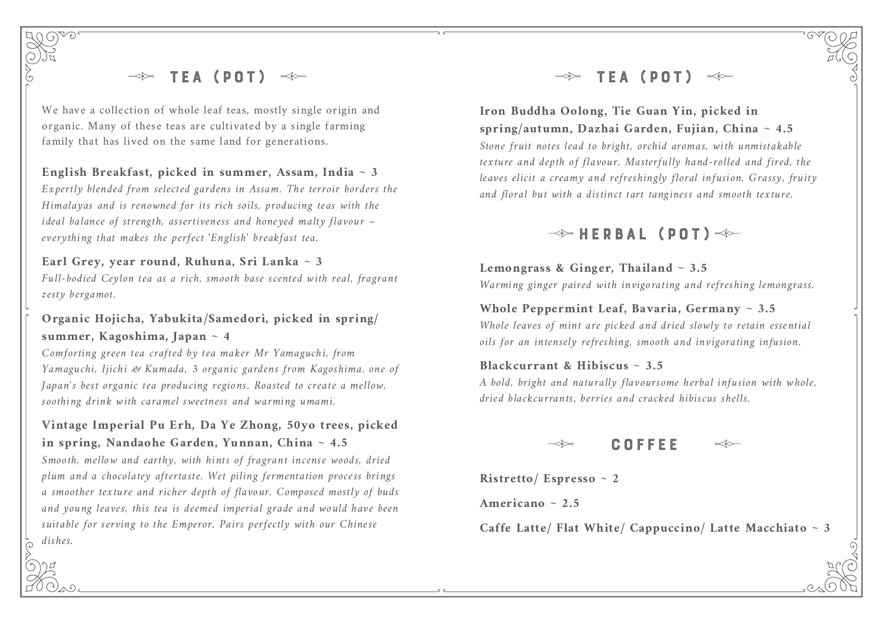## TEA (POT)

We have a collection of whole leaf teas, mostly single origin and organic. Many of these teas are cultivated by a single farming family that has lived on the same land for generations.

**English Breakfast, picked in summer, Assam, India ~ 3**
*Expertly blended from selected gardens in Assam. The terroir borders the Himalayas and is renowned for its rich soils, producing teas with the ideal balance of strength, assertiveness and honeyed malty flavour – everything that makes the perfect 'English' breakfast tea.*

**Earl Grey, year round, Ruhuna, Sri Lanka ~ 3**
*Full-bodied Ceylon tea as a rich, smooth base scented with real, fragrant zesty bergamot.*

**Organic Hojicha, Yabukita/Samedori, picked in spring/summer, Kagoshima, Japan ~ 4**
*Comforting green tea crafted by tea maker Mr Yamaguchi, from Yamaguchi, Ijichi & Kumada, 3 organic gardens from Kagoshima, one of Japan's best organic tea producing regions. Roasted to create a mellow, soothing drink with caramel sweetness and warming umami.*

**Vintage Imperial Pu Erh, Da Ye Zhong, 50yo trees, picked in spring, Nandaohe Garden, Yunnan, China ~ 4.5**
*Smooth, mellow and earthy, with hints of fragrant incense woods, dried plum and a chocolatey aftertaste. Wet piling fermentation process brings a smoother texture and richer depth of flavour. Composed mostly of buds and young leaves, this tea is deemed imperial grade and would have been suitable for serving to the Emperor. Pairs perfectly with our Chinese dishes.*

## TEA (POT)

**Iron Buddha Oolong, Tie Guan Yin, picked in spring/autumn, Dazhai Garden, Fujian, China ~ 4.5**
*Stone fruit notes lead to bright, orchid aromas, with unmistakable texture and depth of flavour. Masterfully hand-rolled and fired, the leaves elicit a creamy and refreshingly floral infusion. Grassy, fruity and floral but with a distinct tart tanginess and smooth texture.*

## HERBAL (POT)

**Lemongrass & Ginger, Thailand ~ 3.5**
*Warming ginger paired with invigorating and refreshing lemongrass.*

**Whole Peppermint Leaf, Bavaria, Germany ~ 3.5**
*Whole leaves of mint are picked and dried slowly to retain essential oils for an intensely refreshing, smooth and invigorating infusion.*

**Blackcurrant & Hibiscus ~ 3.5**
*A bold, bright and naturally flavoursome herbal infusion with whole, dried blackcurrants, berries and cracked hibiscus shells.*

## COFFEE

**Ristretto/ Espresso ~ 2**

**Americano ~ 2.5**

**Caffe Latte/ Flat White/ Cappuccino/ Latte Macchiato ~ 3**